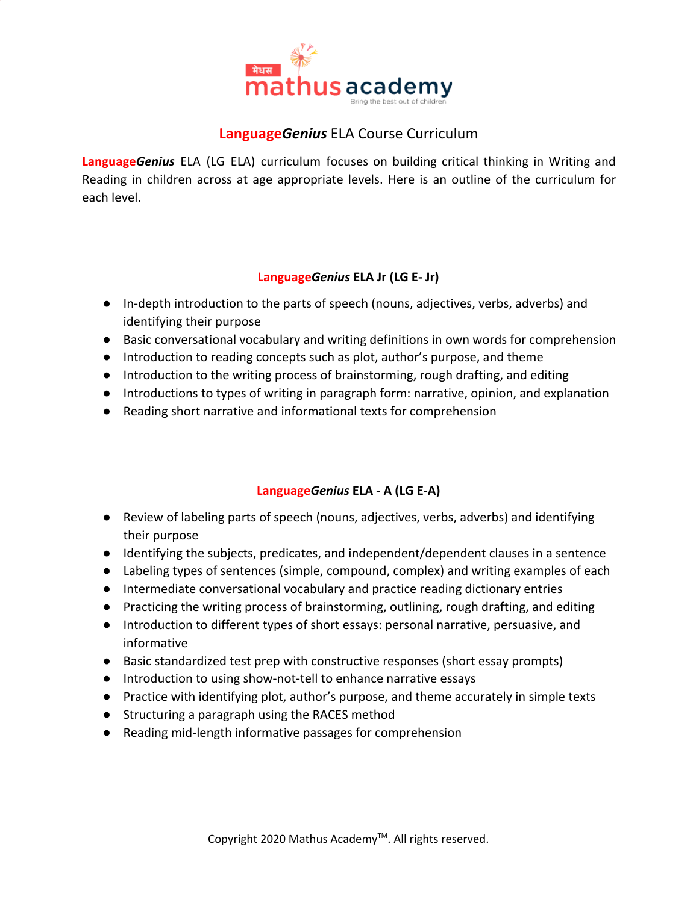# **Language*Genius*** ELA Course Curriculum

**Language*Genius*** ELA (LG ELA) curriculum focuses on building critical thinking in Writing and Reading in children across at age appropriate levels. Here is an outline of the curriculum for each level.

## **Language*Genius* ELA Jr (LG E- Jr)**

- In-depth introduction to the parts of speech (nouns, adjectives, verbs, adverbs) and identifying their purpose
- Basic conversational vocabulary and writing definitions in own words for comprehension
- Introduction to reading concepts such as plot, author's purpose, and theme
- Introduction to the writing process of brainstorming, rough drafting, and editing
- Introductions to types of writing in paragraph form: narrative, opinion, and explanation
- Reading short narrative and informational texts for comprehension

## **Language*Genius* ELA - A (LG E-A)**

- Review of labeling parts of speech (nouns, adjectives, verbs, adverbs) and identifying their purpose
- Identifying the subjects, predicates, and independent/dependent clauses in a sentence
- Labeling types of sentences (simple, compound, complex) and writing examples of each
- Intermediate conversational vocabulary and practice reading dictionary entries
- Practicing the writing process of brainstorming, outlining, rough drafting, and editing
- Introduction to different types of short essays: personal narrative, persuasive, and informative
- Basic standardized test prep with constructive responses (short essay prompts)
- Introduction to using show-not-tell to enhance narrative essays
- Practice with identifying plot, author's purpose, and theme accurately in simple texts
- Structuring a paragraph using the RACES method
- Reading mid-length informative passages for comprehension

Copyright 2020 Mathus Academy™. All rights reserved.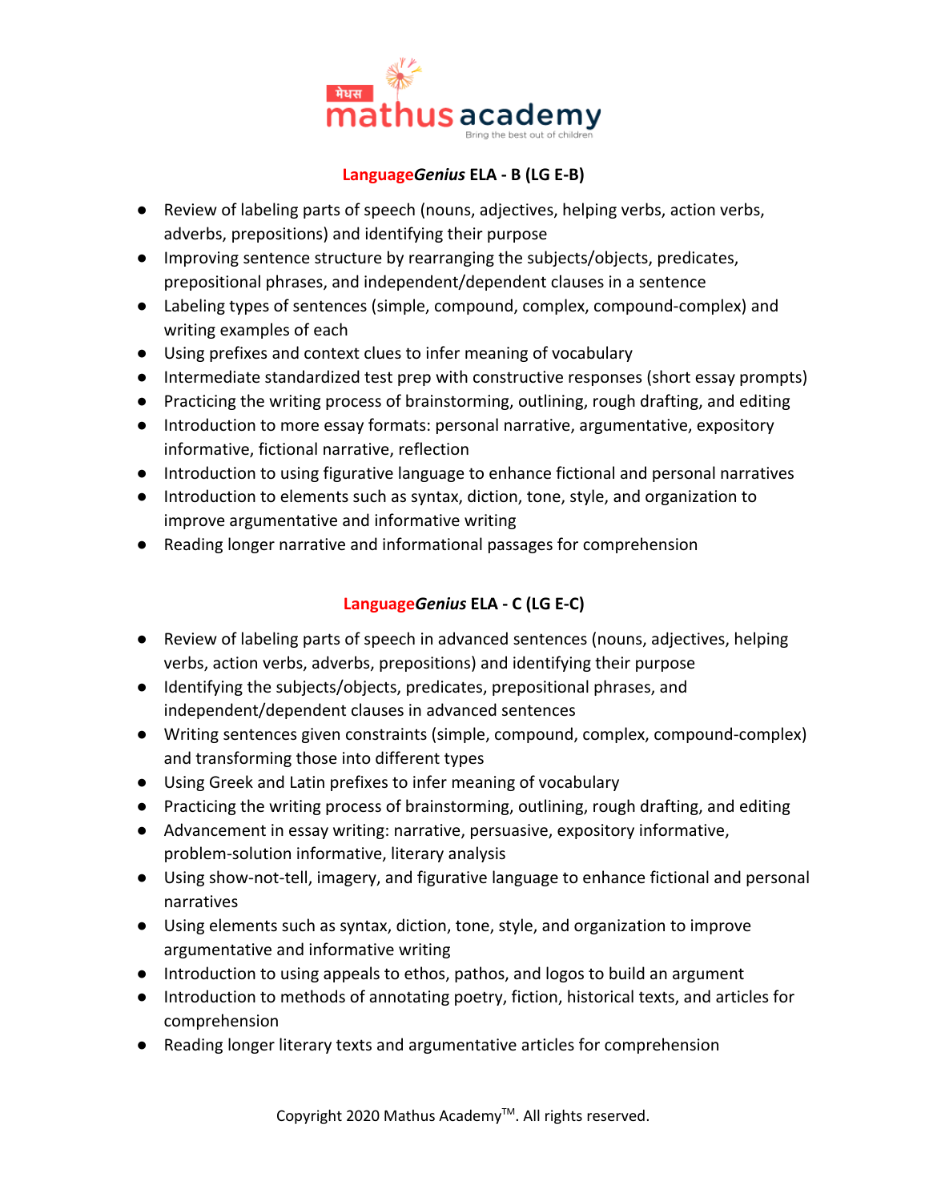## Language*Genius* ELA - B (LG E-B)

- Review of labeling parts of speech (nouns, adjectives, helping verbs, action verbs, adverbs, prepositions) and identifying their purpose
- Improving sentence structure by rearranging the subjects/objects, predicates, prepositional phrases, and independent/dependent clauses in a sentence
- Labeling types of sentences (simple, compound, complex, compound-complex) and writing examples of each
- Using prefixes and context clues to infer meaning of vocabulary
- Intermediate standardized test prep with constructive responses (short essay prompts)
- Practicing the writing process of brainstorming, outlining, rough drafting, and editing
- Introduction to more essay formats: personal narrative, argumentative, expository informative, fictional narrative, reflection
- Introduction to using figurative language to enhance fictional and personal narratives
- Introduction to elements such as syntax, diction, tone, style, and organization to improve argumentative and informative writing
- Reading longer narrative and informational passages for comprehension

## Language*Genius* ELA - C (LG E-C)

- Review of labeling parts of speech in advanced sentences (nouns, adjectives, helping verbs, action verbs, adverbs, prepositions) and identifying their purpose
- Identifying the subjects/objects, predicates, prepositional phrases, and independent/dependent clauses in advanced sentences
- Writing sentences given constraints (simple, compound, complex, compound-complex) and transforming those into different types
- Using Greek and Latin prefixes to infer meaning of vocabulary
- Practicing the writing process of brainstorming, outlining, rough drafting, and editing
- Advancement in essay writing: narrative, persuasive, expository informative, problem-solution informative, literary analysis
- Using show-not-tell, imagery, and figurative language to enhance fictional and personal narratives
- Using elements such as syntax, diction, tone, style, and organization to improve argumentative and informative writing
- Introduction to using appeals to ethos, pathos, and logos to build an argument
- Introduction to methods of annotating poetry, fiction, historical texts, and articles for comprehension
- Reading longer literary texts and argumentative articles for comprehension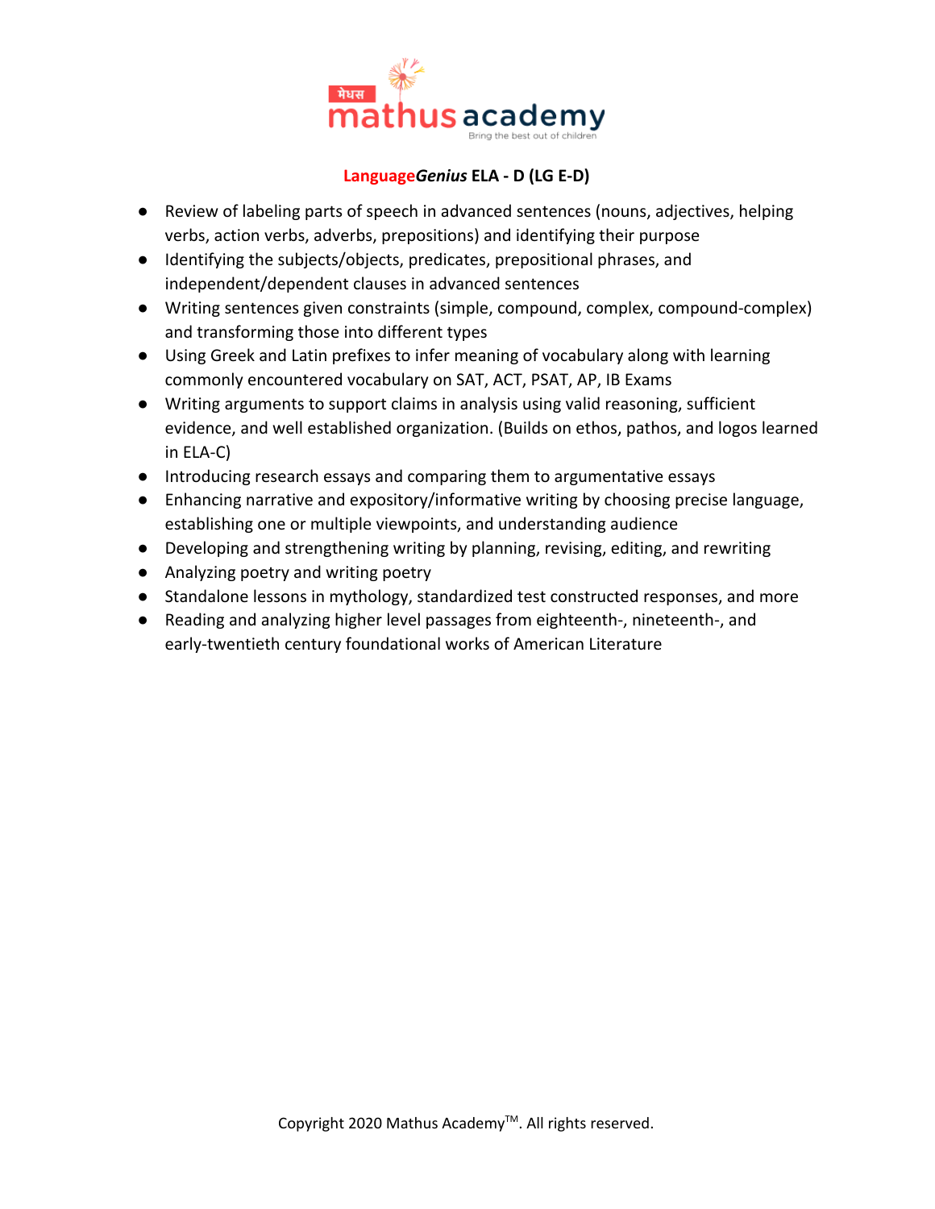## Language*Genius* ELA - D (LG E-D)

- Review of labeling parts of speech in advanced sentences (nouns, adjectives, helping verbs, action verbs, adverbs, prepositions) and identifying their purpose
- Identifying the subjects/objects, predicates, prepositional phrases, and independent/dependent clauses in advanced sentences
- Writing sentences given constraints (simple, compound, complex, compound-complex) and transforming those into different types
- Using Greek and Latin prefixes to infer meaning of vocabulary along with learning commonly encountered vocabulary on SAT, ACT, PSAT, AP, IB Exams
- Writing arguments to support claims in analysis using valid reasoning, sufficient evidence, and well established organization. (Builds on ethos, pathos, and logos learned in ELA-C)
- Introducing research essays and comparing them to argumentative essays
- Enhancing narrative and expository/informative writing by choosing precise language, establishing one or multiple viewpoints, and understanding audience
- Developing and strengthening writing by planning, revising, editing, and rewriting
- Analyzing poetry and writing poetry
- Standalone lessons in mythology, standardized test constructed responses, and more
- Reading and analyzing higher level passages from eighteenth-, nineteenth-, and early-twentieth century foundational works of American Literature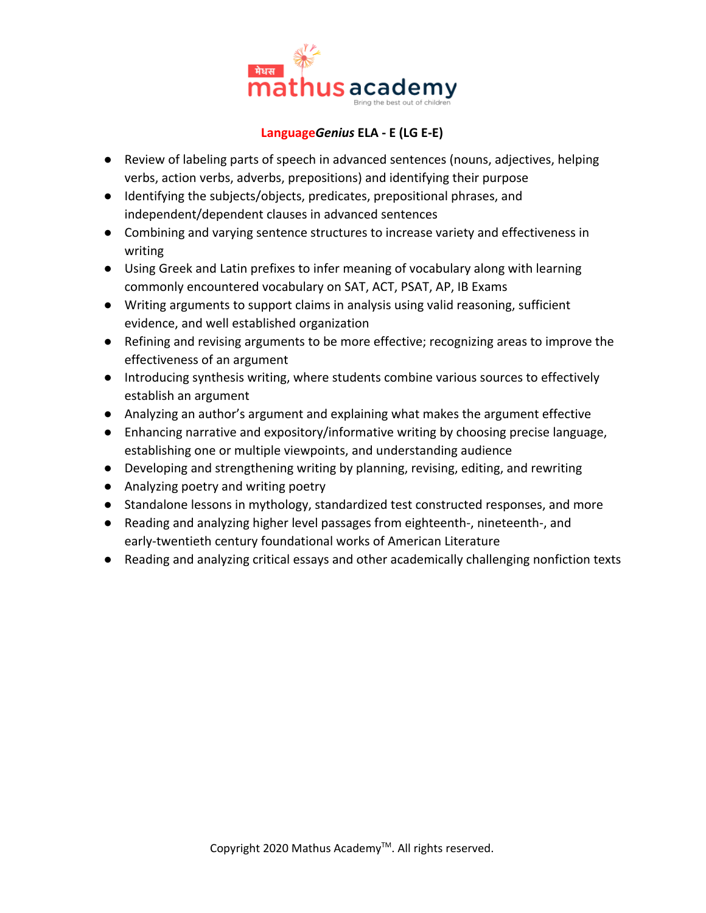## Language*Genius* ELA - E (LG E-E)

- Review of labeling parts of speech in advanced sentences (nouns, adjectives, helping verbs, action verbs, adverbs, prepositions) and identifying their purpose
- Identifying the subjects/objects, predicates, prepositional phrases, and independent/dependent clauses in advanced sentences
- Combining and varying sentence structures to increase variety and effectiveness in writing
- Using Greek and Latin prefixes to infer meaning of vocabulary along with learning commonly encountered vocabulary on SAT, ACT, PSAT, AP, IB Exams
- Writing arguments to support claims in analysis using valid reasoning, sufficient evidence, and well established organization
- Refining and revising arguments to be more effective; recognizing areas to improve the effectiveness of an argument
- Introducing synthesis writing, where students combine various sources to effectively establish an argument
- Analyzing an author's argument and explaining what makes the argument effective
- Enhancing narrative and expository/informative writing by choosing precise language, establishing one or multiple viewpoints, and understanding audience
- Developing and strengthening writing by planning, revising, editing, and rewriting
- Analyzing poetry and writing poetry
- Standalone lessons in mythology, standardized test constructed responses, and more
- Reading and analyzing higher level passages from eighteenth-, nineteenth-, and early-twentieth century foundational works of American Literature
- Reading and analyzing critical essays and other academically challenging nonfiction texts

Copyright 2020 Mathus Academy™. All rights reserved.